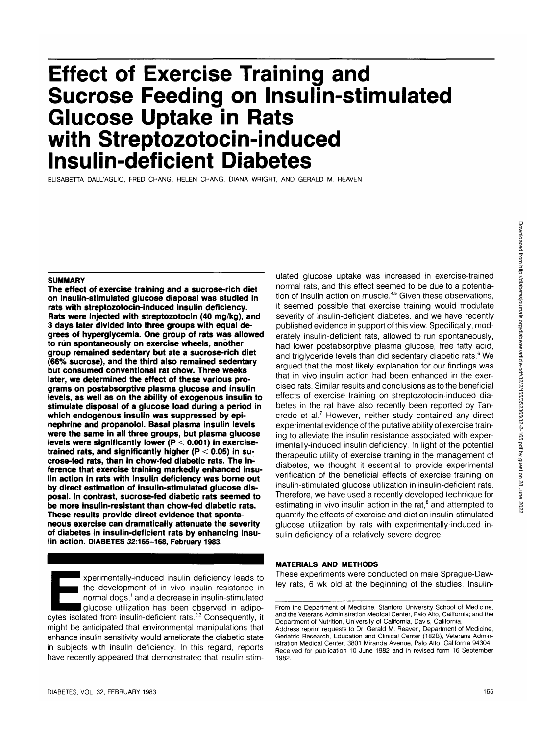# Effect of Exercise Training and Sucrose Feeding on Insulin-stimulated Glucose Uptake in Rats with Streptozotocin-induced Insulin-deficient Diabetes

ELISABETTA DALL'AGLIO, FRED CHANG, HELEN CHANG, DIANA WRIGHT, AND GERALD M. REAVEN

### SUMMARY

**The effect of exercise training and a sucrose-rich diet on insulin-stimulated glucose disposal was studied in rats with streptozotocin-induced insulin deficiency. Rats were injected with streptozotocin (40 mg/kg), and 3 days later divided into three groups with equal degrees of hyperglycemia. One group of rats was allowed to run spontaneously on exercise wheels, another group remained sedentary but ate a sucrose-rich diet (66% sucrose), and the third also remained sedentary but consumed conventional rat chow. Three weeks later, we determined the effect of these various programs on postabsorptive plasma glucose and insulin levels, as well as on the ability of exogenous insulin to stimulate disposal of a glucose load during a period in which endogenous insulin was suppressed by epinephrine and propanolol. Basal plasma insulin levels were the same in all three groups, but plasma glucose levels were significantly lower ($P < 0.001$) in exercise-trained rats, and significantly higher ($P < 0.05$) in sucrose-fed rats, than in chow-fed diabetic rats. The inference that exercise training markedly enhanced insulin action in rats with insulin deficiency was borne out by direct estimation of insulin-stimulated glucose disposal. In contrast, sucrose-fed diabetic rats seemed to be more insulin-resistant than chow-fed diabetic rats. These results provide direct evidence that spontaneous exercise can dramatically attenuate the severity of diabetes in insulin-deficient rats by enhancing insulin action.** DIABETES 32:165–168, February 1983.

Experimentally-induced insulin deficiency leads to the development of in vivo insulin resistance in normal dogs,[1] and a decrease in insulin-stimulated glucose utilization has been observed in adipocytes isolated from insulin-deficient rats.[2,3] Consequently, it might be anticipated that environmental manipulations that enhance insulin sensitivity would ameliorate the diabetic state in subjects with insulin deficiency. In this regard, reports have recently appeared that demonstrated that insulin-stimulated glucose uptake was increased in exercise-trained normal rats, and this effect seemed to be due to a potentiation of insulin action on muscle.[4,5] Given these observations, it seemed possible that exercise training would modulate severity of insulin-deficient diabetes, and we have recently published evidence in support of this view. Specifically, moderately insulin-deficient rats, allowed to run spontaneously, had lower postabsorptive plasma glucose, free fatty acid, and triglyceride levels than did sedentary diabetic rats.[6] We argued that the most likely explanation for our findings was that in vivo insulin action had been enhanced in the exercised rats. Similar results and conclusions as to the beneficial effects of exercise training on streptozotocin-induced diabetes in the rat have also recently been reported by Tancrede et al.[7] However, neither study contained any direct experimental evidence of the putative ability of exercise training to alleviate the insulin resistance associated with experimentally-induced insulin deficiency. In light of the potential therapeutic utility of exercise training in the management of diabetes, we thought it essential to provide experimental verification of the beneficial effects of exercise training on insulin-stimulated glucose utilization in insulin-deficient rats. Therefore, we have used a recently developed technique for estimating in vivo insulin action in the rat,[8] and attempted to quantify the effects of exercise and diet on insulin-stimulated glucose utilization by rats with experimentally-induced insulin deficiency of a relatively severe degree.

## MATERIALS AND METHODS

These experiments were conducted on male Sprague-Dawley rats, 6 wk old at the beginning of the studies. Insulin-

From the Department of Medicine, Stanford University School of Medicine, and the Veterans Administration Medical Center, Palo Alto, California; and the Department of Nutrition, University of California, Davis, California.
Address reprint requests to Dr. Gerald M. Reaven, Department of Medicine, Geriatric Research, Education and Clinical Center (182B), Veterans Administration Medical Center, 3801 Miranda Avenue, Palo Alto, California 94304.
Received for publication 10 June 1982 and in revised form 16 September 1982.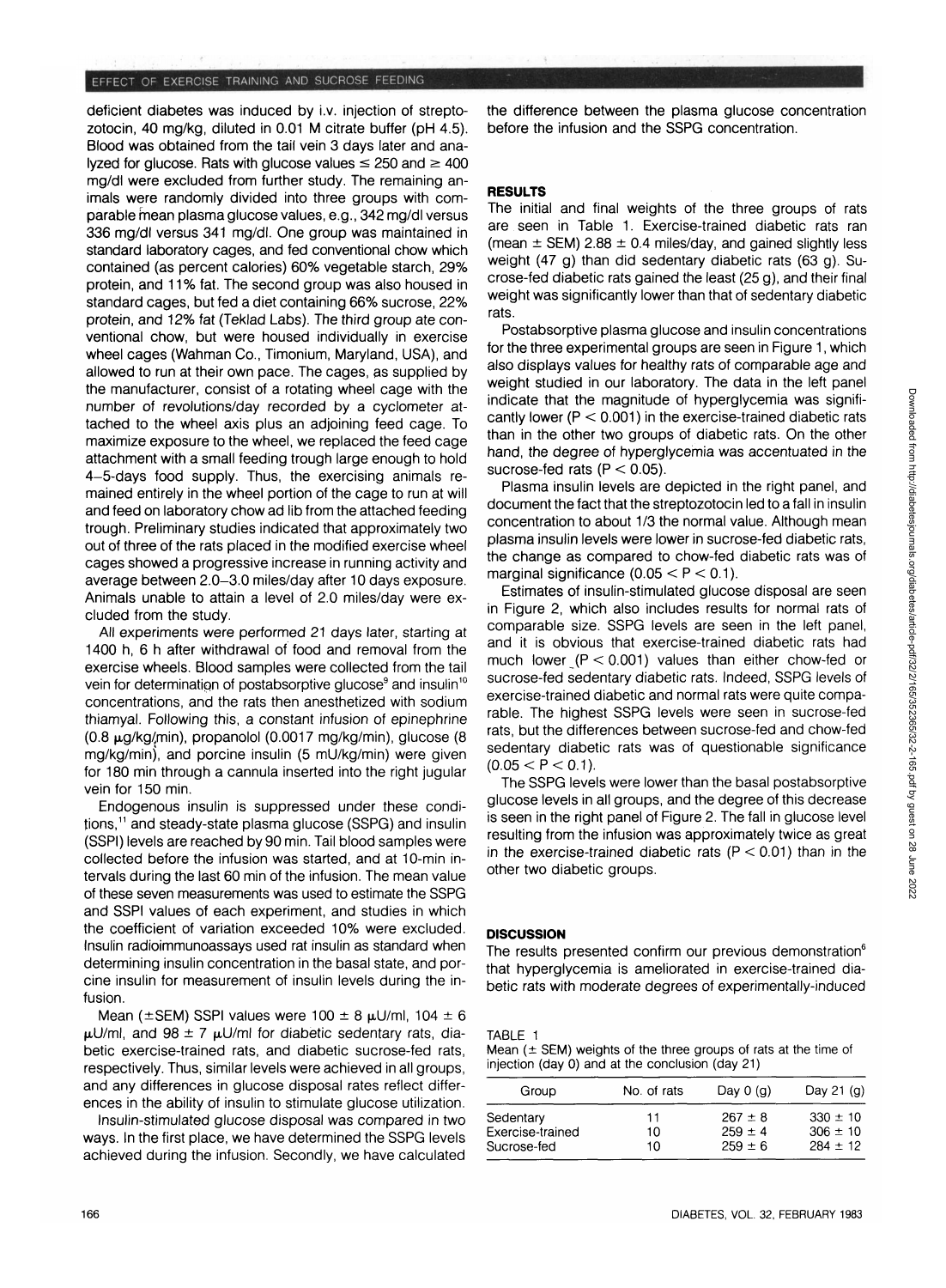deficient diabetes was induced by i.v. injection of streptozotocin, 40 mg/kg, diluted in 0.01 M citrate buffer (pH 4.5). Blood was obtained from the tail vein 3 days later and analyzed for glucose. Rats with glucose values ≤ 250 and ≥ 400 mg/dl were excluded from further study. The remaining animals were randomly divided into three groups with comparable mean plasma glucose values, e.g., 342 mg/dl versus 336 mg/dl versus 341 mg/dl. One group was maintained in standard laboratory cages, and fed conventional chow which contained (as percent calories) 60% vegetable starch, 29% protein, and 11% fat. The second group was also housed in standard cages, but fed a diet containing 66% sucrose, 22% protein, and 12% fat (Teklad Labs). The third group ate conventional chow, but were housed individually in exercise wheel cages (Wahman Co., Timonium, Maryland, USA), and allowed to run at their own pace. The cages, as supplied by the manufacturer, consist of a rotating wheel cage with the number of revolutions/day recorded by a cyclometer attached to the wheel axis plus an adjoining feed cage. To maximize exposure to the wheel, we replaced the feed cage attachment with a small feeding trough large enough to hold 4–5-days food supply. Thus, the exercising animals remained entirely in the wheel portion of the cage to run at will and feed on laboratory chow ad lib from the attached feeding trough. Preliminary studies indicated that approximately two out of three of the rats placed in the modified exercise wheel cages showed a progressive increase in running activity and average between 2.0–3.0 miles/day after 10 days exposure. Animals unable to attain a level of 2.0 miles/day were excluded from the study.

All experiments were performed 21 days later, starting at 1400 h, 6 h after withdrawal of food and removal from the exercise wheels. Blood samples were collected from the tail vein for determination of postabsorptive glucose[9] and insulin[10] concentrations, and the rats then anesthetized with sodium thiamyal. Following this, a constant infusion of epinephrine (0.8 μg/kg/min), propanolol (0.0017 mg/kg/min), glucose (8 mg/kg/min), and porcine insulin (5 mU/kg/min) were given for 180 min through a cannula inserted into the right jugular vein for 150 min.

Endogenous insulin is suppressed under these conditions,[11] and steady-state plasma glucose (SSPG) and insulin (SSPI) levels are reached by 90 min. Tail blood samples were collected before the infusion was started, and at 10-min intervals during the last 60 min of the infusion. The mean value of these seven measurements was used to estimate the SSPG and SSPI values of each experiment, and studies in which the coefficient of variation exceeded 10% were excluded. Insulin radioimmunoassays used rat insulin as standard when determining insulin concentration in the basal state, and porcine insulin for measurement of insulin levels during the infusion.

Mean (±SEM) SSPI values were 100 ± 8 μU/ml, 104 ± 6 μU/ml, and 98 ± 7 μU/ml for diabetic sedentary rats, diabetic exercise-trained rats, and diabetic sucrose-fed rats, respectively. Thus, similar levels were achieved in all groups, and any differences in glucose disposal rates reflect differences in the ability of insulin to stimulate glucose utilization.

Insulin-stimulated glucose disposal was compared in two ways. In the first place, we have determined the SSPG levels achieved during the infusion. Secondly, we have calculated the difference between the plasma glucose concentration before the infusion and the SSPG concentration.

## RESULTS

The initial and final weights of the three groups of rats are seen in Table 1. Exercise-trained diabetic rats ran (mean ± SEM) 2.88 ± 0.4 miles/day, and gained slightly less weight (47 g) than did sedentary diabetic rats (63 g). Sucrose-fed diabetic rats gained the least (25 g), and their final weight was significantly lower than that of sedentary diabetic rats.

Postabsorptive plasma glucose and insulin concentrations for the three experimental groups are seen in Figure 1, which also displays values for healthy rats of comparable age and weight studied in our laboratory. The data in the left panel indicate that the magnitude of hyperglycemia was significantly lower ($P < 0.001$) in the exercise-trained diabetic rats than in the other two groups of diabetic rats. On the other hand, the degree of hyperglycemia was accentuated in the sucrose-fed rats ($P < 0.05$).

Plasma insulin levels are depicted in the right panel, and document the fact that the streptozotocin led to a fall in insulin concentration to about 1/3 the normal value. Although mean plasma insulin levels were lower in sucrose-fed diabetic rats, the change as compared to chow-fed diabetic rats was of marginal significance ($0.05 < P < 0.1$).

Estimates of insulin-stimulated glucose disposal are seen in Figure 2, which also includes results for normal rats of comparable size. SSPG levels are seen in the left panel, and it is obvious that exercise-trained diabetic rats had much lower ($P < 0.001$) values than either chow-fed or sucrose-fed sedentary diabetic rats. Indeed, SSPG levels of exercise-trained diabetic and normal rats were quite comparable. The highest SSPG levels were seen in sucrose-fed rats, but the differences between sucrose-fed and chow-fed sedentary diabetic rats was of questionable significance ($0.05 < P < 0.1$).

The SSPG levels were lower than the basal postabsorptive glucose levels in all groups, and the degree of this decrease is seen in the right panel of Figure 2. The fall in glucose level resulting from the infusion was approximately twice as great in the exercise-trained diabetic rats ($P < 0.01$) than in the other two diabetic groups.

## DISCUSSION

The results presented confirm our previous demonstration[6] that hyperglycemia is ameliorated in exercise-trained diabetic rats with moderate degrees of experimentally-induced

TABLE 1

Mean (± SEM) weights of the three groups of rats at the time of injection (day 0) and at the conclusion (day 21)

| Group | No. of rats | Day 0 (g) | Day 21 (g) |
|---|---|---|---|
| Sedentary | 11 | 267 ± 8 | 330 ± 10 |
| Exercise-trained | 10 | 259 ± 4 | 306 ± 10 |
| Sucrose-fed | 10 | 259 ± 6 | 284 ± 12 |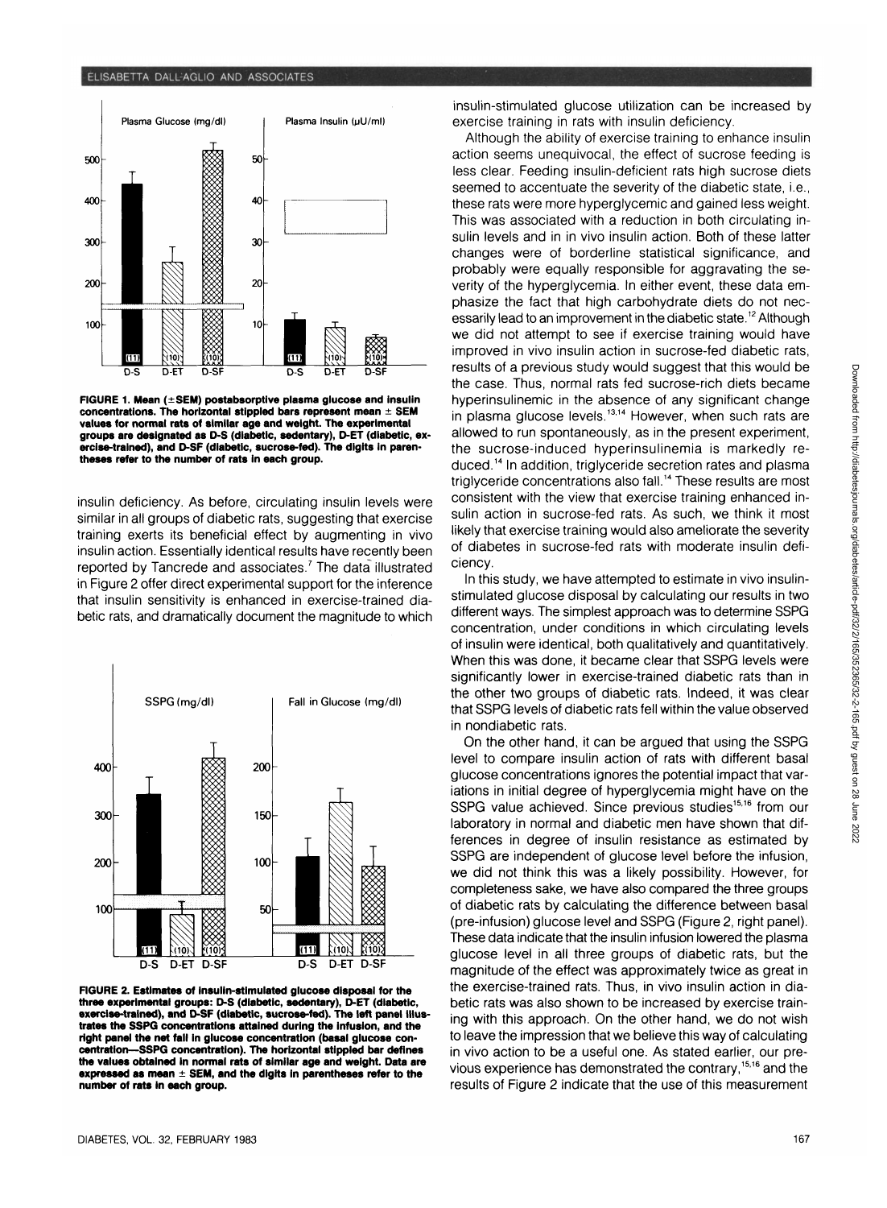Plasma Glucose (mg/dl)

Plasma Insulin (μU/ml)

500
400
300
200
100

50
40
30
20
10

(11) (10) (10)
D-S D-ET D-SF

(11) (10) (10)
D-S D-ET D-SF

FIGURE 1. Mean (±SEM) postabsorptive plasma glucose and insulin concentrations. The horizontal stippled bars represent mean ± SEM values for normal rats of similar age and weight. The experimental groups are designated as D-S (diabetic, sedentary), D-ET (diabetic, exercise-trained), and D-SF (diabetic, sucrose-fed). The digits in parentheses refer to the number of rats in each group.

insulin deficiency. As before, circulating insulin levels were similar in all groups of diabetic rats, suggesting that exercise training exerts its beneficial effect by augmenting in vivo insulin action. Essentially identical results have recently been reported by Tancrede and associates.[7] The data illustrated in Figure 2 offer direct experimental support for the inference that insulin sensitivity is enhanced in exercise-trained diabetic rats, and dramatically document the magnitude to which

SSPG (mg/dl)

Fall in Glucose (mg/dl)

400
300
200
100

200
150
100
50

(11) (10) (10)
D-S D-ET D-SF

(11) (10) (10)
D-S D-ET D-SF

FIGURE 2. Estimates of insulin-stimulated glucose disposal for the three experimental groups: D-S (diabetic, sedentary), D-ET (diabetic, exercise-trained), and D-SF (diabetic, sucrose-fed). The left panel illustrates the SSPG concentrations attained during the infusion, and the right panel the net fall in glucose concentration (basal glucose concentration—SSPG concentration). The horizontal stippled bar defines the values obtained in normal rats of similar age and weight. Data are expressed as mean ± SEM, and the digits in parentheses refer to the number of rats in each group.

insulin-stimulated glucose utilization can be increased by exercise training in rats with insulin deficiency.

Although the ability of exercise training to enhance insulin action seems unequivocal, the effect of sucrose feeding is less clear. Feeding insulin-deficient rats high sucrose diets seemed to accentuate the severity of the diabetic state, i.e., these rats were more hyperglycemic and gained less weight. This was associated with a reduction in both circulating insulin levels and in in vivo insulin action. Both of these latter changes were of borderline statistical significance, and probably were equally responsible for aggravating the severity of the hyperglycemia. In either event, these data emphasize the fact that high carbohydrate diets do not necessarily lead to an improvement in the diabetic state.[12] Although we did not attempt to see if exercise training would have improved in vivo insulin action in sucrose-fed diabetic rats, results of a previous study would suggest that this would be the case. Thus, normal rats fed sucrose-rich diets became hyperinsulinemic in the absence of any significant change in plasma glucose levels.[13,14] However, when such rats are allowed to run spontaneously, as in the present experiment, the sucrose-induced hyperinsulinemia is markedly reduced.[14] In addition, triglyceride secretion rates and plasma triglyceride concentrations also fall.[14] These results are most consistent with the view that exercise training enhanced insulin action in sucrose-fed rats. As such, we think it most likely that exercise training would also ameliorate the severity of diabetes in sucrose-fed rats with moderate insulin deficiency.

In this study, we have attempted to estimate in vivo insulin-stimulated glucose disposal by calculating our results in two different ways. The simplest approach was to determine SSPG concentration, under conditions in which circulating levels of insulin were identical, both qualitatively and quantitatively. When this was done, it became clear that SSPG levels were significantly lower in exercise-trained diabetic rats than in the other two groups of diabetic rats. Indeed, it was clear that SSPG levels of diabetic rats fell within the value observed in nondiabetic rats.

On the other hand, it can be argued that using the SSPG level to compare insulin action of rats with different basal glucose concentrations ignores the potential impact that variations in initial degree of hyperglycemia might have on the SSPG value achieved. Since previous studies[15,16] from our laboratory in normal and diabetic men have shown that differences in degree of insulin resistance as estimated by SSPG are independent of glucose level before the infusion, we did not think this was a likely possibility. However, for completeness sake, we have also compared the three groups of diabetic rats by calculating the difference between basal (pre-infusion) glucose level and SSPG (Figure 2, right panel). These data indicate that the insulin infusion lowered the plasma glucose level in all three groups of diabetic rats, but the magnitude of the effect was approximately twice as great in the exercise-trained rats. Thus, in vivo insulin action in diabetic rats was also shown to be increased by exercise training with this approach. On the other hand, we do not wish to leave the impression that we believe this way of calculating in vivo action to be a useful one. As stated earlier, our previous experience has demonstrated the contrary,[15,16] and the results of Figure 2 indicate that the use of this measurement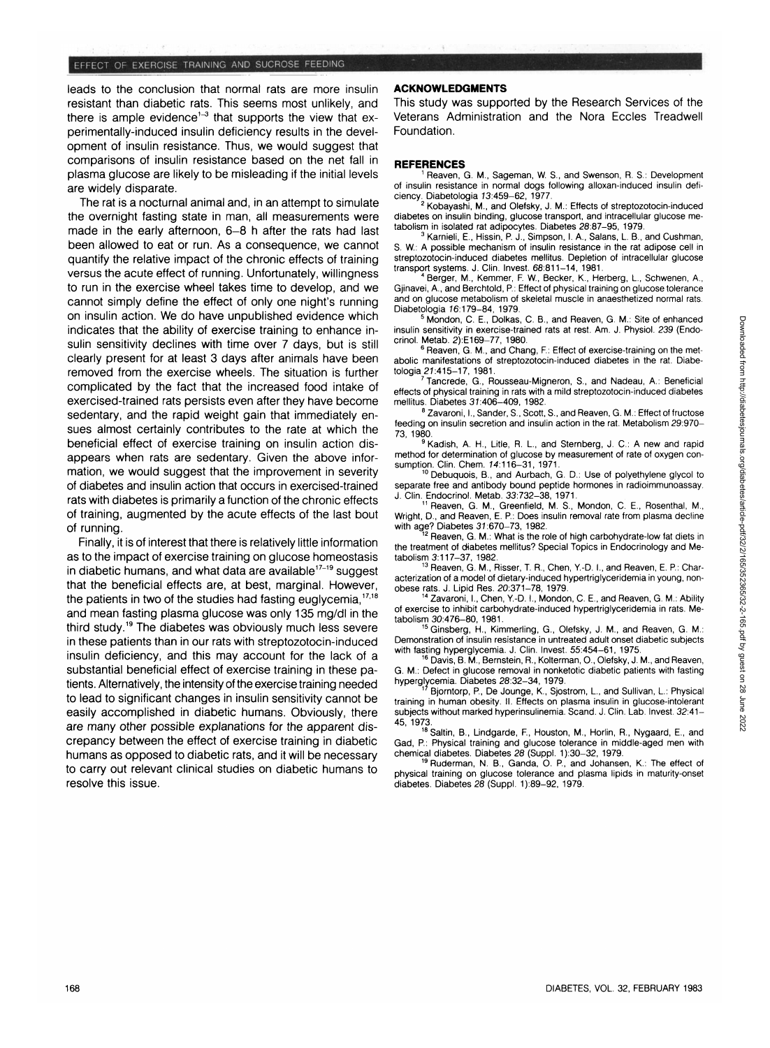leads to the conclusion that normal rats are more insulin resistant than diabetic rats. This seems most unlikely, and there is ample evidence[1-3] that supports the view that experimentally-induced insulin deficiency results in the development of insulin resistance. Thus, we would suggest that comparisons of insulin resistance based on the net fall in plasma glucose are likely to be misleading if the initial levels are widely disparate.

The rat is a nocturnal animal and, in an attempt to simulate the overnight fasting state in man, all measurements were made in the early afternoon, 6–8 h after the rats had last been allowed to eat or run. As a consequence, we cannot quantify the relative impact of the chronic effects of training versus the acute effect of running. Unfortunately, willingness to run in the exercise wheel takes time to develop, and we cannot simply define the effect of only one night's running on insulin action. We do have unpublished evidence which indicates that the ability of exercise training to enhance insulin sensitivity declines with time over 7 days, but is still clearly present for at least 3 days after animals have been removed from the exercise wheels. The situation is further complicated by the fact that the increased food intake of exercised-trained rats persists even after they have become sedentary, and the rapid weight gain that immediately ensues almost certainly contributes to the rate at which the beneficial effect of exercise training on insulin action disappears when rats are sedentary. Given the above information, we would suggest that the improvement in severity of diabetes and insulin action that occurs in exercised-trained rats with diabetes is primarily a function of the chronic effects of training, augmented by the acute effects of the last bout of running.

Finally, it is of interest that there is relatively little information as to the impact of exercise training on glucose homeostasis in diabetic humans, and what data are available[17-19] suggest that the beneficial effects are, at best, marginal. However, the patients in two of the studies had fasting euglycemia,[17,18] and mean fasting plasma glucose was only 135 mg/dl in the third study.[19] The diabetes was obviously much less severe in these patients than in our rats with streptozotocin-induced insulin deficiency, and this may account for the lack of a substantial beneficial effect of exercise training in these patients. Alternatively, the intensity of the exercise training needed to lead to significant changes in insulin sensitivity cannot be easily accomplished in diabetic humans. Obviously, there are many other possible explanations for the apparent discrepancy between the effect of exercise training in diabetic humans as opposed to diabetic rats, and it will be necessary to carry out relevant clinical studies on diabetic humans to resolve this issue.

## ACKNOWLEDGMENTS

This study was supported by the Research Services of the Veterans Administration and the Nora Eccles Treadwell Foundation.

## REFERENCES

1. Reaven, G. M., Sageman, W. S., and Swenson, R. S.: Development of insulin resistance in normal dogs following alloxan-induced insulin deficiency. Diabetologia *13*:459–62, 1977.
2. Kobayashi, M., and Olefsky, J. M.: Effects of streptozotocin-induced diabetes on insulin binding, glucose transport, and intracellular glucose metabolism in isolated rat adipocytes. Diabetes *28*:87–95, 1979.
3. Karnieli, E., Hissin, P. J., Simpson, I. A., Salans, L. B., and Cushman, S. W.: A possible mechanism of insulin resistance in the rat adipose cell in streptozotocin-induced diabetes mellitus. Depletion of intracellular glucose transport systems. J. Clin. Invest. *68*:811–14, 1981.
4. Berger, M., Kemmer, F. W., Becker, K., Herberg, L., Schwenen, A., Gjinavei, A., and Berchtold, P.: Effect of physical training on glucose tolerance and on glucose metabolism of skeletal muscle in anaesthetized normal rats. Diabetologia *16*:179–84, 1979.
5. Mondon, C. E., Dolkas, C. B., and Reaven, G. M.: Site of enhanced insulin sensitivity in exercise-trained rats at rest. Am. J. Physiol. *239* (Endocrinol. Metab. *2*):E169–77, 1980.
6. Reaven, G. M., and Chang, F.: Effect of exercise-training on the metabolic manifestations of streptozotocin-induced diabetes in the rat. Diabetologia *21*:415–17, 1981.
7. Tancrede, G., Rousseau-Migneron, S., and Nadeau, A.: Beneficial effects of physical training in rats with a mild streptozotocin-induced diabetes mellitus. Diabetes *31*:406–409, 1982.
8. Zavaroni, I., Sander, S., Scott, S., and Reaven, G. M.: Effect of fructose feeding on insulin secretion and insulin action in the rat. Metabolism *29*:970–73, 1980.
9. Kadish, A. H., Litle, R. L., and Sternberg, J. C.: A new and rapid method for determination of glucose by measurement of rate of oxygen consumption. Clin. Chem. *14*:116–31, 1971.
10. Debuquois, B., and Aurbach, G. D.: Use of polyethylene glycol to separate free and antibody bound peptide hormones in radioimmunoassay. J. Clin. Endocrinol. Metab. *33*:732–38, 1971.
11. Reaven, G. M., Greenfield, M. S., Mondon, C. E., Rosenthal, M., Wright, D., and Reaven, E. P.: Does insulin removal rate from plasma decline with age? Diabetes *31*:670–73, 1982.
12. Reaven, G. M.: What is the role of high carbohydrate-low fat diets in the treatment of diabetes mellitus? Special Topics in Endocrinology and Metabolism *3*:117–37, 1982.
13. Reaven, G. M., Risser, T. R., Chen, Y.-D. I., and Reaven, E. P.: Characterization of a model of dietary-induced hypertriglyceridemia in young, nonobese rats. J. Lipid Res. *20*:371–78, 1979.
14. Zavaroni, I., Chen, Y.-D. I., Mondon, C. E., and Reaven, G. M.: Ability of exercise to inhibit carbohydrate-induced hypertriglyceridemia in rats. Metabolism *30*:476–80, 1981.
15. Ginsberg, H., Kimmerling, G., Olefsky, J. M., and Reaven, G. M.: Demonstration of insulin resistance in untreated adult onset diabetic subjects with fasting hyperglycemia. J. Clin. Invest. *55*:454–61, 1975.
16. Davis, B. M., Bernstein, R., Kolterman, O., Olefsky, J. M., and Reaven, G. M.: Defect in glucose removal in nonketotic diabetic patients with fasting hyperglycemia. Diabetes *28*:32–34, 1979.
17. Bjorntorp, P., De Jounge, K., Sjostrom, L., and Sullivan, L.: Physical training in human obesity. II. Effects on plasma insulin in glucose-intolerant subjects without marked hyperinsulinemia. Scand. J. Clin. Lab. Invest. *32*:41–45, 1973.
18. Saltin, B., Lindgarde, F., Houston, M., Horlin, R., Nygaard, E., and Gad, P.: Physical training and glucose tolerance in middle-aged men with chemical diabetes. Diabetes *28* (Suppl. 1):30–32, 1979.
19. Ruderman, N. B., Ganda, O. P., and Johansen, K.: The effect of physical training on glucose tolerance and plasma lipids in maturity-onset diabetes. Diabetes *28* (Suppl. 1):89–92, 1979.